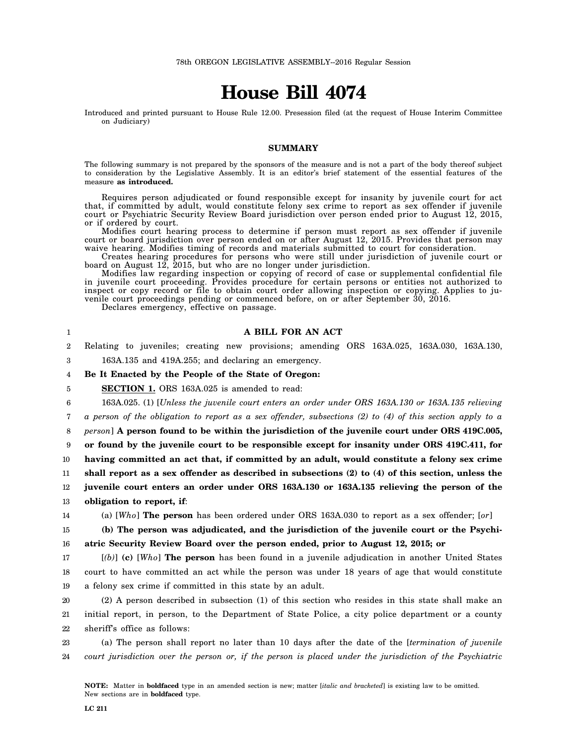78th OREGON LEGISLATIVE ASSEMBLY--2016 Regular Session

# House Bill 4074

Introduced and printed pursuant to House Rule 12.00. Presession filed (at the request of House Interim Committee on Judiciary)

### SUMMARY

The following summary is not prepared by the sponsors of the measure and is not a part of the body thereof subject to consideration by the Legislative Assembly. It is an editor's brief statement of the essential features of the measure **as introduced.**

Requires person adjudicated or found responsible except for insanity by juvenile court for act that, if committed by adult, would constitute felony sex crime to report as sex offender if juvenile court or Psychiatric Security Review Board jurisdiction over person ended prior to August 12, 2015, or if ordered by court.

Modifies court hearing process to determine if person must report as sex offender if juvenile court or board jurisdiction over person ended on or after August 12, 2015. Provides that person may waive hearing. Modifies timing of records and materials submitted to court for consideration.

Creates hearing procedures for persons who were still under jurisdiction of juvenile court or board on August 12, 2015, but who are no longer under jurisdiction.

Modifies law regarding inspection or copying of record of case or supplemental confidential file in juvenile court proceeding. Provides procedure for certain persons or entities not authorized to inspect or copy record or file to obtain court order allowing inspection or copying. Applies to juvenile court proceedings pending or commenced before, on or after September 30, 2016.

Declares emergency, effective on passage.

**A BILL FOR AN ACT**

Relating to juveniles; creating new provisions; amending ORS 163A.025, 163A.030, 163A.130, 163A.135 and 419A.255; and declaring an emergency.

**Be It Enacted by the People of the State of Oregon:**

**SECTION 1.** ORS 163A.025 is amended to read:

163A.025. (1) [*Unless the juvenile court enters an order under ORS 163A.130 or 163A.135 relieving a person of the obligation to report as a sex offender, subsections (2) to (4) of this section apply to a person*] **A person found to be within the jurisdiction of the juvenile court under ORS 419C.005, or found by the juvenile court to be responsible except for insanity under ORS 419C.411, for having committed an act that, if committed by an adult, would constitute a felony sex crime shall report as a sex offender as described in subsections (2) to (4) of this section, unless the juvenile court enters an order under ORS 163A.130 or 163A.135 relieving the person of the obligation to report, if**:

(a) [*Who*] **The person** has been ordered under ORS 163A.030 to report as a sex offender; [*or*]

**(b) The person was adjudicated, and the jurisdiction of the juvenile court or the Psychiatric Security Review Board over the person ended, prior to August 12, 2015; or**

[*(b)*] **(c)** [*Who*] **The person** has been found in a juvenile adjudication in another United States court to have committed an act while the person was under 18 years of age that would constitute a felony sex crime if committed in this state by an adult.

(2) A person described in subsection (1) of this section who resides in this state shall make an initial report, in person, to the Department of State Police, a city police department or a county sheriff's office as follows:

(a) The person shall report no later than 10 days after the date of the [*termination of juvenile court jurisdiction over the person or, if the person is placed under the jurisdiction of the Psychiatric*

**NOTE:** Matter in **boldfaced** type in an amended section is new; matter [*italic and bracketed*] is existing law to be omitted. New sections are in **boldfaced** type.

LC 211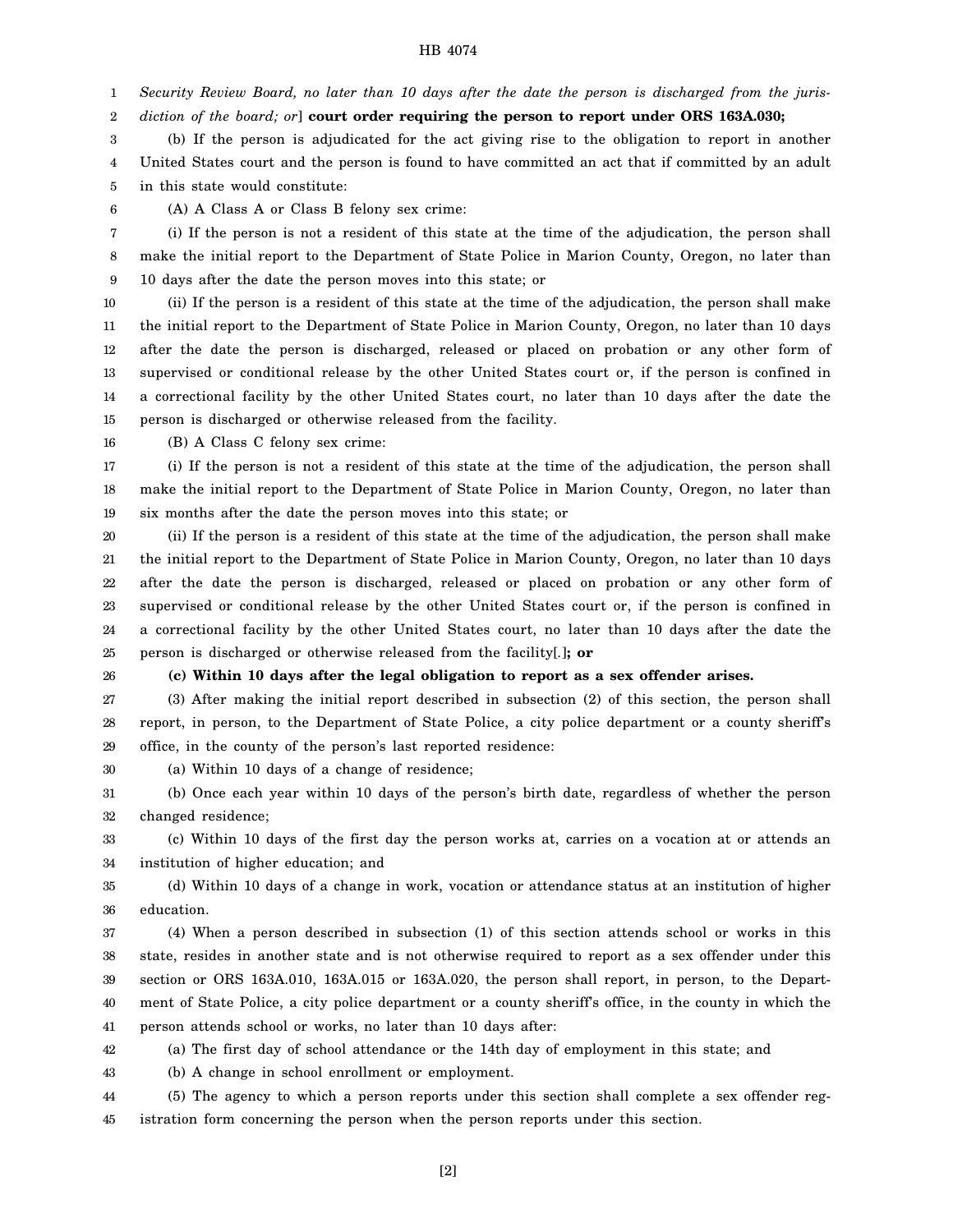*Security Review Board, no later than 10 days after the date the person is discharged from the jurisdiction of the board; or*] **court order requiring the person to report under ORS 163A.030;**

(b) If the person is adjudicated for the act giving rise to the obligation to report in another United States court and the person is found to have committed an act that if committed by an adult in this state would constitute:

(A) A Class A or Class B felony sex crime:

(i) If the person is not a resident of this state at the time of the adjudication, the person shall make the initial report to the Department of State Police in Marion County, Oregon, no later than 10 days after the date the person moves into this state; or

(ii) If the person is a resident of this state at the time of the adjudication, the person shall make the initial report to the Department of State Police in Marion County, Oregon, no later than 10 days after the date the person is discharged, released or placed on probation or any other form of supervised or conditional release by the other United States court or, if the person is confined in a correctional facility by the other United States court, no later than 10 days after the date the person is discharged or otherwise released from the facility.

(B) A Class C felony sex crime:

(i) If the person is not a resident of this state at the time of the adjudication, the person shall make the initial report to the Department of State Police in Marion County, Oregon, no later than six months after the date the person moves into this state; or

(ii) If the person is a resident of this state at the time of the adjudication, the person shall make the initial report to the Department of State Police in Marion County, Oregon, no later than 10 days after the date the person is discharged, released or placed on probation or any other form of supervised or conditional release by the other United States court or, if the person is confined in a correctional facility by the other United States court, no later than 10 days after the date the person is discharged or otherwise released from the facility[*.*]**; or**

**(c) Within 10 days after the legal obligation to report as a sex offender arises.**

(3) After making the initial report described in subsection (2) of this section, the person shall report, in person, to the Department of State Police, a city police department or a county sheriff's office, in the county of the person's last reported residence:

(a) Within 10 days of a change of residence;

(b) Once each year within 10 days of the person's birth date, regardless of whether the person changed residence;

(c) Within 10 days of the first day the person works at, carries on a vocation at or attends an institution of higher education; and

(d) Within 10 days of a change in work, vocation or attendance status at an institution of higher education.

(4) When a person described in subsection (1) of this section attends school or works in this state, resides in another state and is not otherwise required to report as a sex offender under this section or ORS 163A.010, 163A.015 or 163A.020, the person shall report, in person, to the Department of State Police, a city police department or a county sheriff's office, in the county in which the person attends school or works, no later than 10 days after:

(a) The first day of school attendance or the 14th day of employment in this state; and

(b) A change in school enrollment or employment.

(5) The agency to which a person reports under this section shall complete a sex offender registration form concerning the person when the person reports under this section.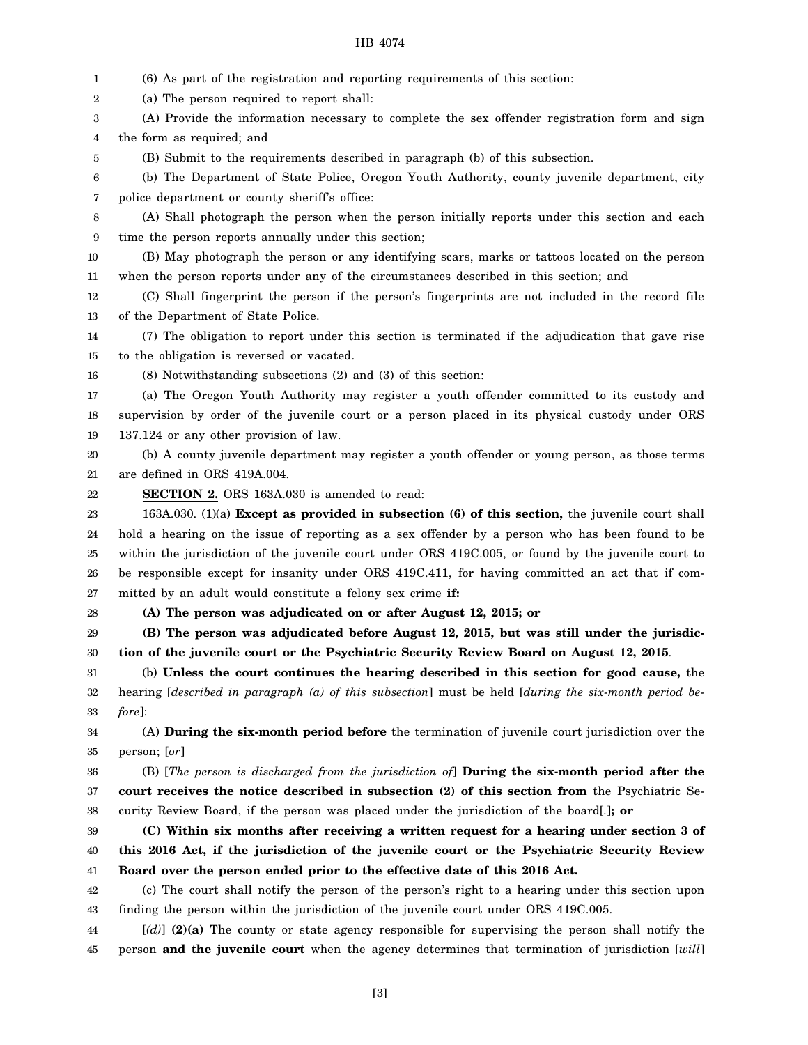(6) As part of the registration and reporting requirements of this section:

(a) The person required to report shall:

(A) Provide the information necessary to complete the sex offender registration form and sign the form as required; and

(B) Submit to the requirements described in paragraph (b) of this subsection.

(b) The Department of State Police, Oregon Youth Authority, county juvenile department, city police department or county sheriff's office:

(A) Shall photograph the person when the person initially reports under this section and each time the person reports annually under this section;

(B) May photograph the person or any identifying scars, marks or tattoos located on the person when the person reports under any of the circumstances described in this section; and

(C) Shall fingerprint the person if the person's fingerprints are not included in the record file of the Department of State Police.

(7) The obligation to report under this section is terminated if the adjudication that gave rise to the obligation is reversed or vacated.

(8) Notwithstanding subsections (2) and (3) of this section:

(a) The Oregon Youth Authority may register a youth offender committed to its custody and supervision by order of the juvenile court or a person placed in its physical custody under ORS 137.124 or any other provision of law.

(b) A county juvenile department may register a youth offender or young person, as those terms are defined in ORS 419A.004.

**SECTION 2.** ORS 163A.030 is amended to read:

163A.030. (1)(a) **Except as provided in subsection (6) of this section,** the juvenile court shall hold a hearing on the issue of reporting as a sex offender by a person who has been found to be within the jurisdiction of the juvenile court under ORS 419C.005, or found by the juvenile court to be responsible except for insanity under ORS 419C.411, for having committed an act that if committed by an adult would constitute a felony sex crime **if:**

**(A) The person was adjudicated on or after August 12, 2015; or**

**(B) The person was adjudicated before August 12, 2015, but was still under the jurisdiction of the juvenile court or the Psychiatric Security Review Board on August 12, 2015**.

(b) **Unless the court continues the hearing described in this section for good cause,** the hearing [*described in paragraph (a) of this subsection*] must be held [*during the six-month period before*]:

(A) **During the six-month period before** the termination of juvenile court jurisdiction over the person; [*or*]

(B) [*The person is discharged from the jurisdiction of*] **During the six-month period after the court receives the notice described in subsection (2) of this section from** the Psychiatric Security Review Board, if the person was placed under the jurisdiction of the board[*.*]**; or**

**(C) Within six months after receiving a written request for a hearing under section 3 of this 2016 Act, if the jurisdiction of the juvenile court or the Psychiatric Security Review Board over the person ended prior to the effective date of this 2016 Act.**

(c) The court shall notify the person of the person's right to a hearing under this section upon finding the person within the jurisdiction of the juvenile court under ORS 419C.005.

[*(d)*] **(2)(a)** The county or state agency responsible for supervising the person shall notify the person **and the juvenile court** when the agency determines that termination of jurisdiction [*will*]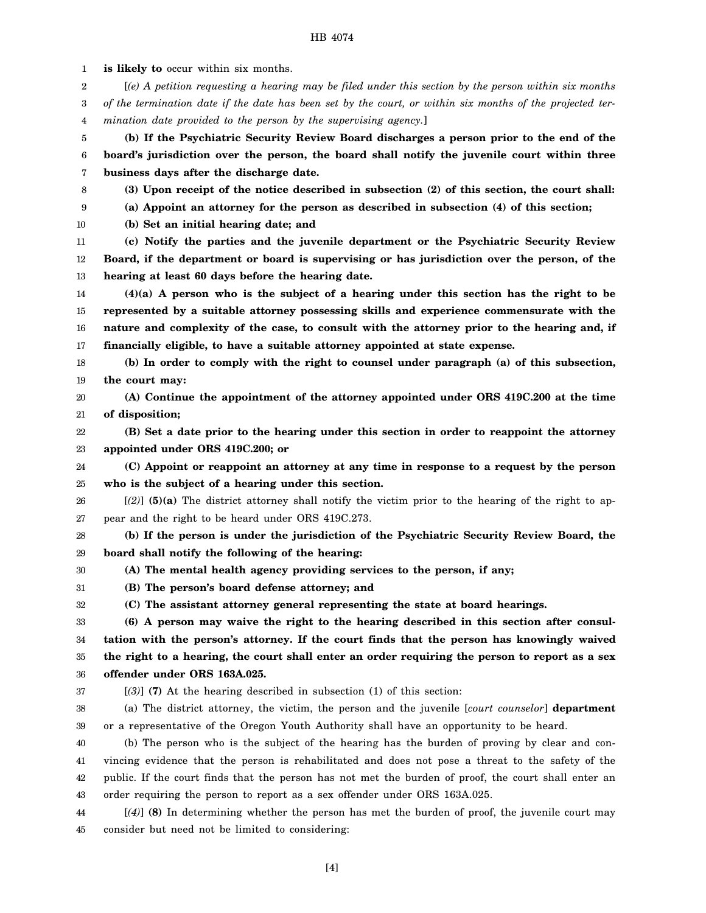**is likely to** occur within six months.

[*(e) A petition requesting a hearing may be filed under this section by the person within six months of the termination date if the date has been set by the court, or within six months of the projected termination date provided to the person by the supervising agency.*]

**(b) If the Psychiatric Security Review Board discharges a person prior to the end of the board's jurisdiction over the person, the board shall notify the juvenile court within three business days after the discharge date.**

**(3) Upon receipt of the notice described in subsection (2) of this section, the court shall:**

**(a) Appoint an attorney for the person as described in subsection (4) of this section;**

**(b) Set an initial hearing date; and**

**(c) Notify the parties and the juvenile department or the Psychiatric Security Review Board, if the department or board is supervising or has jurisdiction over the person, of the hearing at least 60 days before the hearing date.**

**(4)(a) A person who is the subject of a hearing under this section has the right to be represented by a suitable attorney possessing skills and experience commensurate with the nature and complexity of the case, to consult with the attorney prior to the hearing and, if financially eligible, to have a suitable attorney appointed at state expense.**

**(b) In order to comply with the right to counsel under paragraph (a) of this subsection, the court may:**

**(A) Continue the appointment of the attorney appointed under ORS 419C.200 at the time of disposition;**

**(B) Set a date prior to the hearing under this section in order to reappoint the attorney appointed under ORS 419C.200; or**

**(C) Appoint or reappoint an attorney at any time in response to a request by the person who is the subject of a hearing under this section.**

[*(2)*] **(5)(a)** The district attorney shall notify the victim prior to the hearing of the right to appear and the right to be heard under ORS 419C.273.

**(b) If the person is under the jurisdiction of the Psychiatric Security Review Board, the board shall notify the following of the hearing:**

**(A) The mental health agency providing services to the person, if any;**

**(B) The person's board defense attorney; and**

**(C) The assistant attorney general representing the state at board hearings.**

**(6) A person may waive the right to the hearing described in this section after consultation with the person's attorney. If the court finds that the person has knowingly waived the right to a hearing, the court shall enter an order requiring the person to report as a sex offender under ORS 163A.025.**

[*(3)*] **(7)** At the hearing described in subsection (1) of this section:

(a) The district attorney, the victim, the person and the juvenile [*court counselor*] **department** or a representative of the Oregon Youth Authority shall have an opportunity to be heard.

(b) The person who is the subject of the hearing has the burden of proving by clear and convincing evidence that the person is rehabilitated and does not pose a threat to the safety of the public. If the court finds that the person has not met the burden of proof, the court shall enter an order requiring the person to report as a sex offender under ORS 163A.025.

[*(4)*] **(8)** In determining whether the person has met the burden of proof, the juvenile court may consider but need not be limited to considering: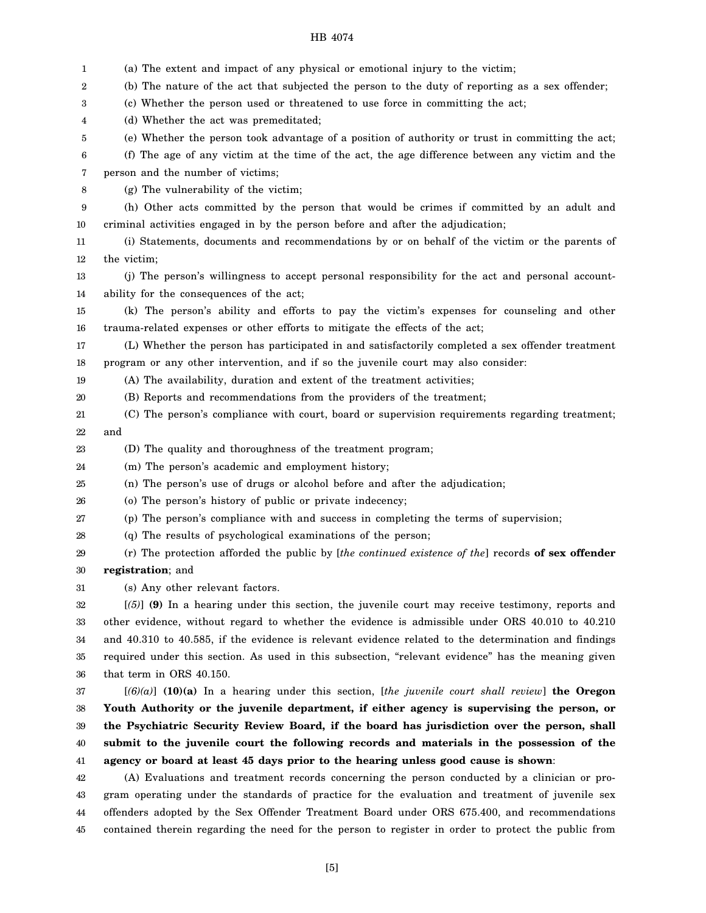(a) The extent and impact of any physical or emotional injury to the victim;

(b) The nature of the act that subjected the person to the duty of reporting as a sex offender;

(c) Whether the person used or threatened to use force in committing the act;

(d) Whether the act was premeditated;

(e) Whether the person took advantage of a position of authority or trust in committing the act;

(f) The age of any victim at the time of the act, the age difference between any victim and the person and the number of victims;

(g) The vulnerability of the victim;

(h) Other acts committed by the person that would be crimes if committed by an adult and criminal activities engaged in by the person before and after the adjudication;

(i) Statements, documents and recommendations by or on behalf of the victim or the parents of the victim;

(j) The person's willingness to accept personal responsibility for the act and personal accountability for the consequences of the act;

(k) The person's ability and efforts to pay the victim's expenses for counseling and other trauma-related expenses or other efforts to mitigate the effects of the act;

(L) Whether the person has participated in and satisfactorily completed a sex offender treatment program or any other intervention, and if so the juvenile court may also consider:

(A) The availability, duration and extent of the treatment activities;

(B) Reports and recommendations from the providers of the treatment;

(C) The person's compliance with court, board or supervision requirements regarding treatment; and

(D) The quality and thoroughness of the treatment program;

(m) The person's academic and employment history;

(n) The person's use of drugs or alcohol before and after the adjudication;

(o) The person's history of public or private indecency;

(p) The person's compliance with and success in completing the terms of supervision;

(q) The results of psychological examinations of the person;

(r) The protection afforded the public by [*the continued existence of the*] records **of sex offender registration**; and

(s) Any other relevant factors.

[*(5)*] **(9)** In a hearing under this section, the juvenile court may receive testimony, reports and other evidence, without regard to whether the evidence is admissible under ORS 40.010 to 40.210 and 40.310 to 40.585, if the evidence is relevant evidence related to the determination and findings required under this section. As used in this subsection, "relevant evidence" has the meaning given that term in ORS 40.150.

[*(6)(a)*] **(10)(a)** In a hearing under this section, [*the juvenile court shall review*] **the Oregon Youth Authority or the juvenile department, if either agency is supervising the person, or the Psychiatric Security Review Board, if the board has jurisdiction over the person, shall submit to the juvenile court the following records and materials in the possession of the agency or board at least 45 days prior to the hearing unless good cause is shown**:

(A) Evaluations and treatment records concerning the person conducted by a clinician or program operating under the standards of practice for the evaluation and treatment of juvenile sex offenders adopted by the Sex Offender Treatment Board under ORS 675.400, and recommendations contained therein regarding the need for the person to register in order to protect the public from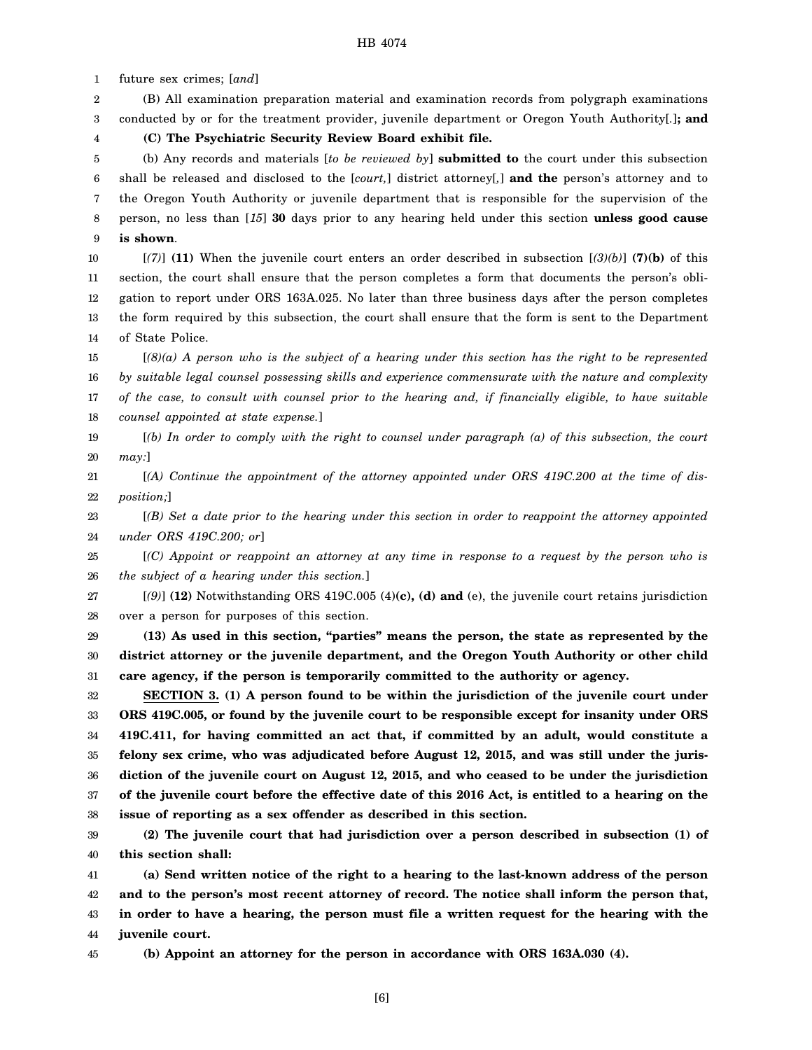future sex crimes; [*and*]

(B) All examination preparation material and examination records from polygraph examinations conducted by or for the treatment provider, juvenile department or Oregon Youth Authority[*.*]**; and**

**(C) The Psychiatric Security Review Board exhibit file.**

(b) Any records and materials [*to be reviewed by*] **submitted to** the court under this subsection shall be released and disclosed to the [*court,*] district attorney[*,*] **and the** person's attorney and to the Oregon Youth Authority or juvenile department that is responsible for the supervision of the person, no less than [*15*] **30** days prior to any hearing held under this section **unless good cause is shown**.

[*(7)*] **(11)** When the juvenile court enters an order described in subsection [*(3)(b)*] **(7)(b)** of this section, the court shall ensure that the person completes a form that documents the person's obligation to report under ORS 163A.025. No later than three business days after the person completes the form required by this subsection, the court shall ensure that the form is sent to the Department of State Police.

[*(8)(a) A person who is the subject of a hearing under this section has the right to be represented by suitable legal counsel possessing skills and experience commensurate with the nature and complexity of the case, to consult with counsel prior to the hearing and, if financially eligible, to have suitable counsel appointed at state expense.*]

[*(b) In order to comply with the right to counsel under paragraph (a) of this subsection, the court may:*]

[*(A) Continue the appointment of the attorney appointed under ORS 419C.200 at the time of disposition;*]

[*(B) Set a date prior to the hearing under this section in order to reappoint the attorney appointed under ORS 419C.200; or*]

[*(C) Appoint or reappoint an attorney at any time in response to a request by the person who is the subject of a hearing under this section.*]

[*(9)*] **(12)** Notwithstanding ORS 419C.005 (4)**(c), (d) and** (e), the juvenile court retains jurisdiction over a person for purposes of this section.

**(13) As used in this section, "parties" means the person, the state as represented by the district attorney or the juvenile department, and the Oregon Youth Authority or other child care agency, if the person is temporarily committed to the authority or agency.**

**SECTION 3. (1) A person found to be within the jurisdiction of the juvenile court under ORS 419C.005, or found by the juvenile court to be responsible except for insanity under ORS 419C.411, for having committed an act that, if committed by an adult, would constitute a felony sex crime, who was adjudicated before August 12, 2015, and was still under the jurisdiction of the juvenile court on August 12, 2015, and who ceased to be under the jurisdiction of the juvenile court before the effective date of this 2016 Act, is entitled to a hearing on the issue of reporting as a sex offender as described in this section.**

**(2) The juvenile court that had jurisdiction over a person described in subsection (1) of this section shall:**

**(a) Send written notice of the right to a hearing to the last-known address of the person and to the person's most recent attorney of record. The notice shall inform the person that, in order to have a hearing, the person must file a written request for the hearing with the juvenile court.**

**(b) Appoint an attorney for the person in accordance with ORS 163A.030 (4).**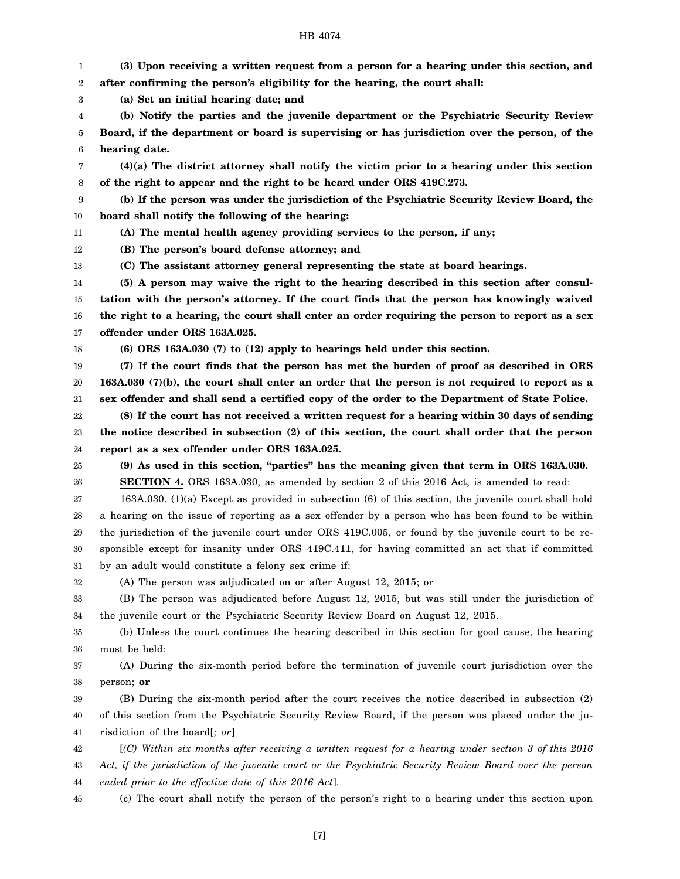**(3) Upon receiving a written request from a person for a hearing under this section, and after confirming the person's eligibility for the hearing, the court shall:**

**(a) Set an initial hearing date; and**

**(b) Notify the parties and the juvenile department or the Psychiatric Security Review Board, if the department or board is supervising or has jurisdiction over the person, of the hearing date.**

**(4)(a) The district attorney shall notify the victim prior to a hearing under this section of the right to appear and the right to be heard under ORS 419C.273.**

**(b) If the person was under the jurisdiction of the Psychiatric Security Review Board, the board shall notify the following of the hearing:**

**(A) The mental health agency providing services to the person, if any;**

**(B) The person's board defense attorney; and**

**(C) The assistant attorney general representing the state at board hearings.**

**(5) A person may waive the right to the hearing described in this section after consultation with the person's attorney. If the court finds that the person has knowingly waived the right to a hearing, the court shall enter an order requiring the person to report as a sex offender under ORS 163A.025.**

**(6) ORS 163A.030 (7) to (12) apply to hearings held under this section.**

**(7) If the court finds that the person has met the burden of proof as described in ORS 163A.030 (7)(b), the court shall enter an order that the person is not required to report as a sex offender and shall send a certified copy of the order to the Department of State Police.**

**(8) If the court has not received a written request for a hearing within 30 days of sending the notice described in subsection (2) of this section, the court shall order that the person report as a sex offender under ORS 163A.025.**

**(9) As used in this section, "parties" has the meaning given that term in ORS 163A.030.**

**SECTION 4.** ORS 163A.030, as amended by section 2 of this 2016 Act, is amended to read:

163A.030. (1)(a) Except as provided in subsection (6) of this section, the juvenile court shall hold a hearing on the issue of reporting as a sex offender by a person who has been found to be within the jurisdiction of the juvenile court under ORS 419C.005, or found by the juvenile court to be responsible except for insanity under ORS 419C.411, for having committed an act that if committed by an adult would constitute a felony sex crime if:

(A) The person was adjudicated on or after August 12, 2015; or

(B) The person was adjudicated before August 12, 2015, but was still under the jurisdiction of the juvenile court or the Psychiatric Security Review Board on August 12, 2015.

(b) Unless the court continues the hearing described in this section for good cause, the hearing must be held:

(A) During the six-month period before the termination of juvenile court jurisdiction over the person; **or**

(B) During the six-month period after the court receives the notice described in subsection (2) of this section from the Psychiatric Security Review Board, if the person was placed under the jurisdiction of the board[*; or*]

[*(C) Within six months after receiving a written request for a hearing under section 3 of this 2016 Act, if the jurisdiction of the juvenile court or the Psychiatric Security Review Board over the person ended prior to the effective date of this 2016 Act*].

(c) The court shall notify the person of the person's right to a hearing under this section upon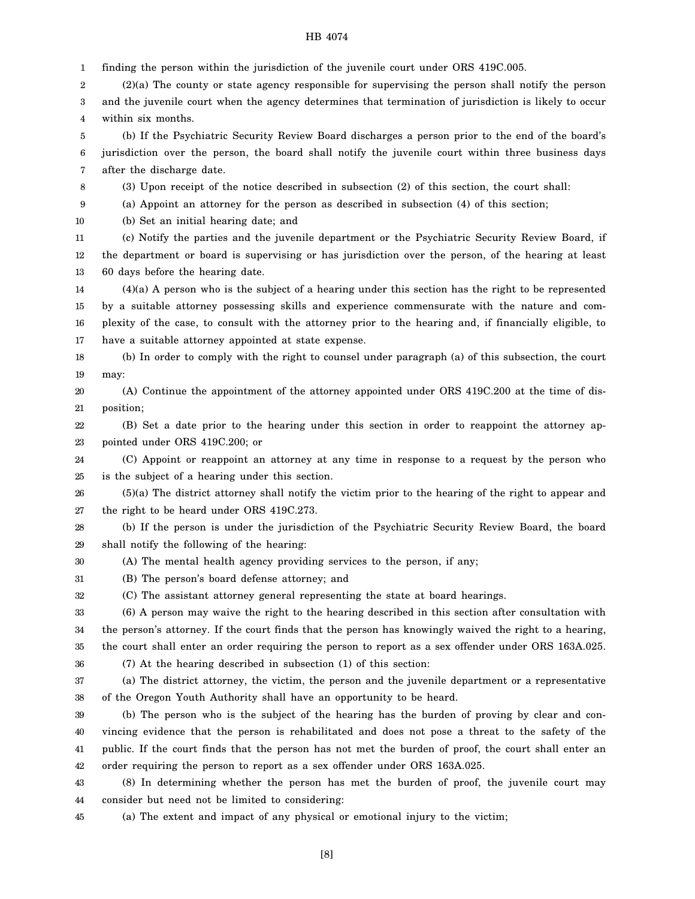finding the person within the jurisdiction of the juvenile court under ORS 419C.005.

(2)(a) The county or state agency responsible for supervising the person shall notify the person and the juvenile court when the agency determines that termination of jurisdiction is likely to occur within six months.

(b) If the Psychiatric Security Review Board discharges a person prior to the end of the board's jurisdiction over the person, the board shall notify the juvenile court within three business days after the discharge date.

(3) Upon receipt of the notice described in subsection (2) of this section, the court shall:

(a) Appoint an attorney for the person as described in subsection (4) of this section;

(b) Set an initial hearing date; and

(c) Notify the parties and the juvenile department or the Psychiatric Security Review Board, if the department or board is supervising or has jurisdiction over the person, of the hearing at least 60 days before the hearing date.

(4)(a) A person who is the subject of a hearing under this section has the right to be represented by a suitable attorney possessing skills and experience commensurate with the nature and complexity of the case, to consult with the attorney prior to the hearing and, if financially eligible, to have a suitable attorney appointed at state expense.

(b) In order to comply with the right to counsel under paragraph (a) of this subsection, the court may:

(A) Continue the appointment of the attorney appointed under ORS 419C.200 at the time of disposition;

(B) Set a date prior to the hearing under this section in order to reappoint the attorney appointed under ORS 419C.200; or

(C) Appoint or reappoint an attorney at any time in response to a request by the person who is the subject of a hearing under this section.

(5)(a) The district attorney shall notify the victim prior to the hearing of the right to appear and the right to be heard under ORS 419C.273.

(b) If the person is under the jurisdiction of the Psychiatric Security Review Board, the board shall notify the following of the hearing:

(A) The mental health agency providing services to the person, if any;

(B) The person's board defense attorney; and

(C) The assistant attorney general representing the state at board hearings.

(6) A person may waive the right to the hearing described in this section after consultation with the person's attorney. If the court finds that the person has knowingly waived the right to a hearing, the court shall enter an order requiring the person to report as a sex offender under ORS 163A.025.

(7) At the hearing described in subsection (1) of this section:

(a) The district attorney, the victim, the person and the juvenile department or a representative of the Oregon Youth Authority shall have an opportunity to be heard.

(b) The person who is the subject of the hearing has the burden of proving by clear and convincing evidence that the person is rehabilitated and does not pose a threat to the safety of the public. If the court finds that the person has not met the burden of proof, the court shall enter an order requiring the person to report as a sex offender under ORS 163A.025.

(8) In determining whether the person has met the burden of proof, the juvenile court may consider but need not be limited to considering:

(a) The extent and impact of any physical or emotional injury to the victim;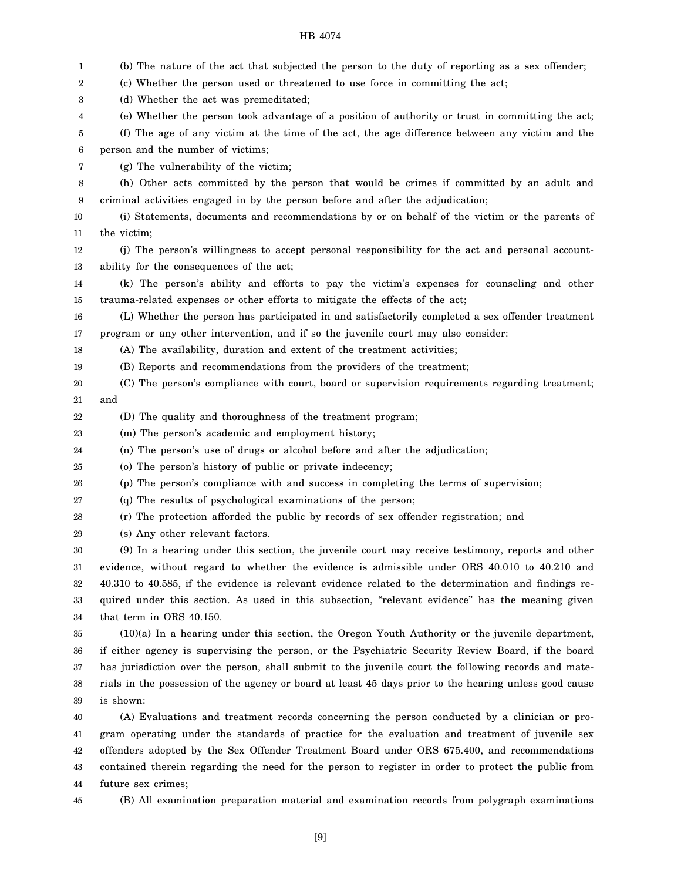(b) The nature of the act that subjected the person to the duty of reporting as a sex offender;

(c) Whether the person used or threatened to use force in committing the act;

(d) Whether the act was premeditated;

(e) Whether the person took advantage of a position of authority or trust in committing the act;

(f) The age of any victim at the time of the act, the age difference between any victim and the person and the number of victims;

(g) The vulnerability of the victim;

(h) Other acts committed by the person that would be crimes if committed by an adult and criminal activities engaged in by the person before and after the adjudication;

(i) Statements, documents and recommendations by or on behalf of the victim or the parents of the victim;

(j) The person's willingness to accept personal responsibility for the act and personal accountability for the consequences of the act;

(k) The person's ability and efforts to pay the victim's expenses for counseling and other trauma-related expenses or other efforts to mitigate the effects of the act;

(L) Whether the person has participated in and satisfactorily completed a sex offender treatment program or any other intervention, and if so the juvenile court may also consider:

(A) The availability, duration and extent of the treatment activities;

(B) Reports and recommendations from the providers of the treatment;

(C) The person's compliance with court, board or supervision requirements regarding treatment; and

(D) The quality and thoroughness of the treatment program;

(m) The person's academic and employment history;

(n) The person's use of drugs or alcohol before and after the adjudication;

(o) The person's history of public or private indecency;

(p) The person's compliance with and success in completing the terms of supervision;

(q) The results of psychological examinations of the person;

(r) The protection afforded the public by records of sex offender registration; and

(s) Any other relevant factors.

(9) In a hearing under this section, the juvenile court may receive testimony, reports and other evidence, without regard to whether the evidence is admissible under ORS 40.010 to 40.210 and 40.310 to 40.585, if the evidence is relevant evidence related to the determination and findings required under this section. As used in this subsection, "relevant evidence" has the meaning given that term in ORS 40.150.

(10)(a) In a hearing under this section, the Oregon Youth Authority or the juvenile department, if either agency is supervising the person, or the Psychiatric Security Review Board, if the board has jurisdiction over the person, shall submit to the juvenile court the following records and materials in the possession of the agency or board at least 45 days prior to the hearing unless good cause is shown:

(A) Evaluations and treatment records concerning the person conducted by a clinician or program operating under the standards of practice for the evaluation and treatment of juvenile sex offenders adopted by the Sex Offender Treatment Board under ORS 675.400, and recommendations contained therein regarding the need for the person to register in order to protect the public from future sex crimes;

(B) All examination preparation material and examination records from polygraph examinations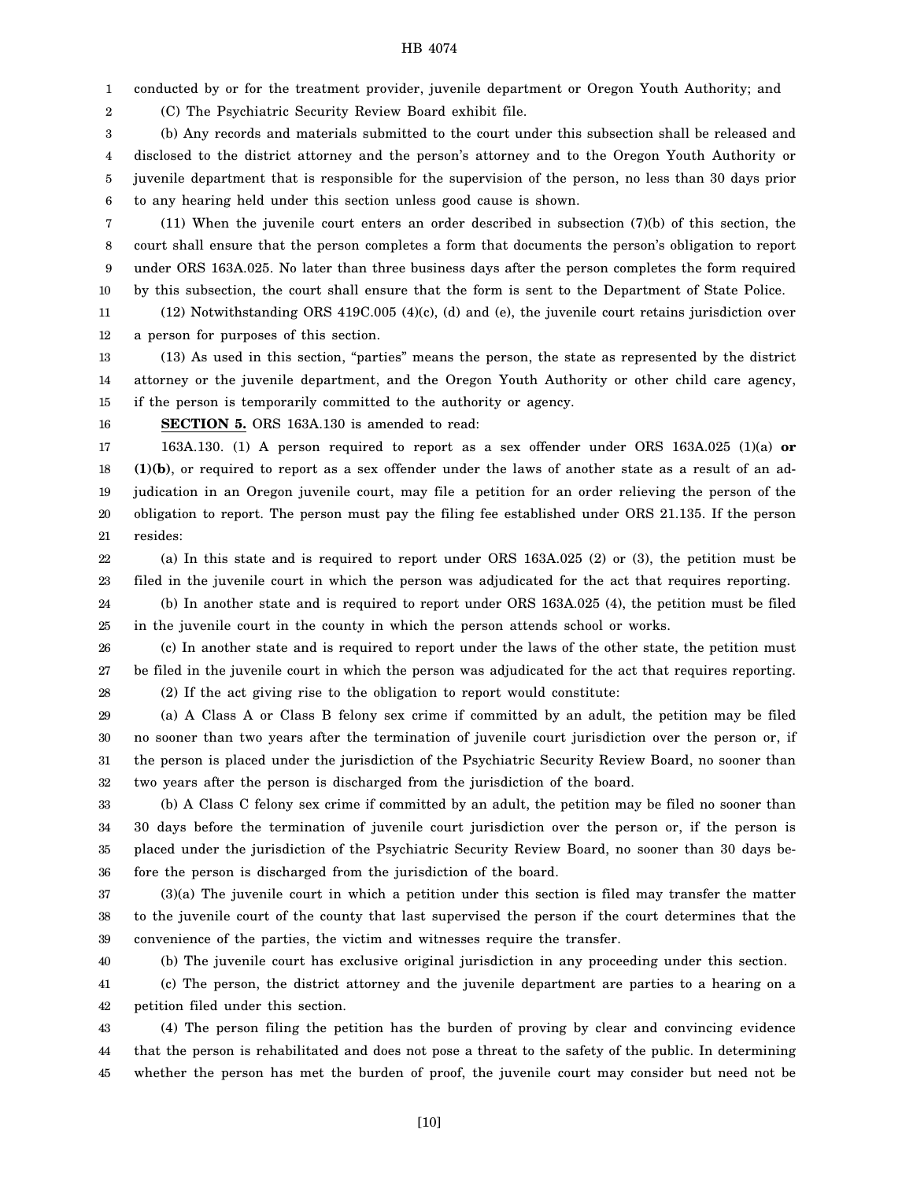conducted by or for the treatment provider, juvenile department or Oregon Youth Authority; and

(C) The Psychiatric Security Review Board exhibit file.

(b) Any records and materials submitted to the court under this subsection shall be released and disclosed to the district attorney and the person's attorney and to the Oregon Youth Authority or juvenile department that is responsible for the supervision of the person, no less than 30 days prior to any hearing held under this section unless good cause is shown.

(11) When the juvenile court enters an order described in subsection (7)(b) of this section, the court shall ensure that the person completes a form that documents the person's obligation to report under ORS 163A.025. No later than three business days after the person completes the form required by this subsection, the court shall ensure that the form is sent to the Department of State Police.

(12) Notwithstanding ORS 419C.005 (4)(c), (d) and (e), the juvenile court retains jurisdiction over a person for purposes of this section.

(13) As used in this section, "parties" means the person, the state as represented by the district attorney or the juvenile department, and the Oregon Youth Authority or other child care agency, if the person is temporarily committed to the authority or agency.

**SECTION 5.** ORS 163A.130 is amended to read:

163A.130. (1) A person required to report as a sex offender under ORS 163A.025 (1)(a) **or (1)(b)**, or required to report as a sex offender under the laws of another state as a result of an adjudication in an Oregon juvenile court, may file a petition for an order relieving the person of the obligation to report. The person must pay the filing fee established under ORS 21.135. If the person resides:

(a) In this state and is required to report under ORS 163A.025 (2) or (3), the petition must be filed in the juvenile court in which the person was adjudicated for the act that requires reporting.

(b) In another state and is required to report under ORS 163A.025 (4), the petition must be filed in the juvenile court in the county in which the person attends school or works.

(c) In another state and is required to report under the laws of the other state, the petition must be filed in the juvenile court in which the person was adjudicated for the act that requires reporting.

(2) If the act giving rise to the obligation to report would constitute:

(a) A Class A or Class B felony sex crime if committed by an adult, the petition may be filed no sooner than two years after the termination of juvenile court jurisdiction over the person or, if the person is placed under the jurisdiction of the Psychiatric Security Review Board, no sooner than two years after the person is discharged from the jurisdiction of the board.

(b) A Class C felony sex crime if committed by an adult, the petition may be filed no sooner than 30 days before the termination of juvenile court jurisdiction over the person or, if the person is placed under the jurisdiction of the Psychiatric Security Review Board, no sooner than 30 days before the person is discharged from the jurisdiction of the board.

(3)(a) The juvenile court in which a petition under this section is filed may transfer the matter to the juvenile court of the county that last supervised the person if the court determines that the convenience of the parties, the victim and witnesses require the transfer.

(b) The juvenile court has exclusive original jurisdiction in any proceeding under this section.

(c) The person, the district attorney and the juvenile department are parties to a hearing on a petition filed under this section.

(4) The person filing the petition has the burden of proving by clear and convincing evidence that the person is rehabilitated and does not pose a threat to the safety of the public. In determining whether the person has met the burden of proof, the juvenile court may consider but need not be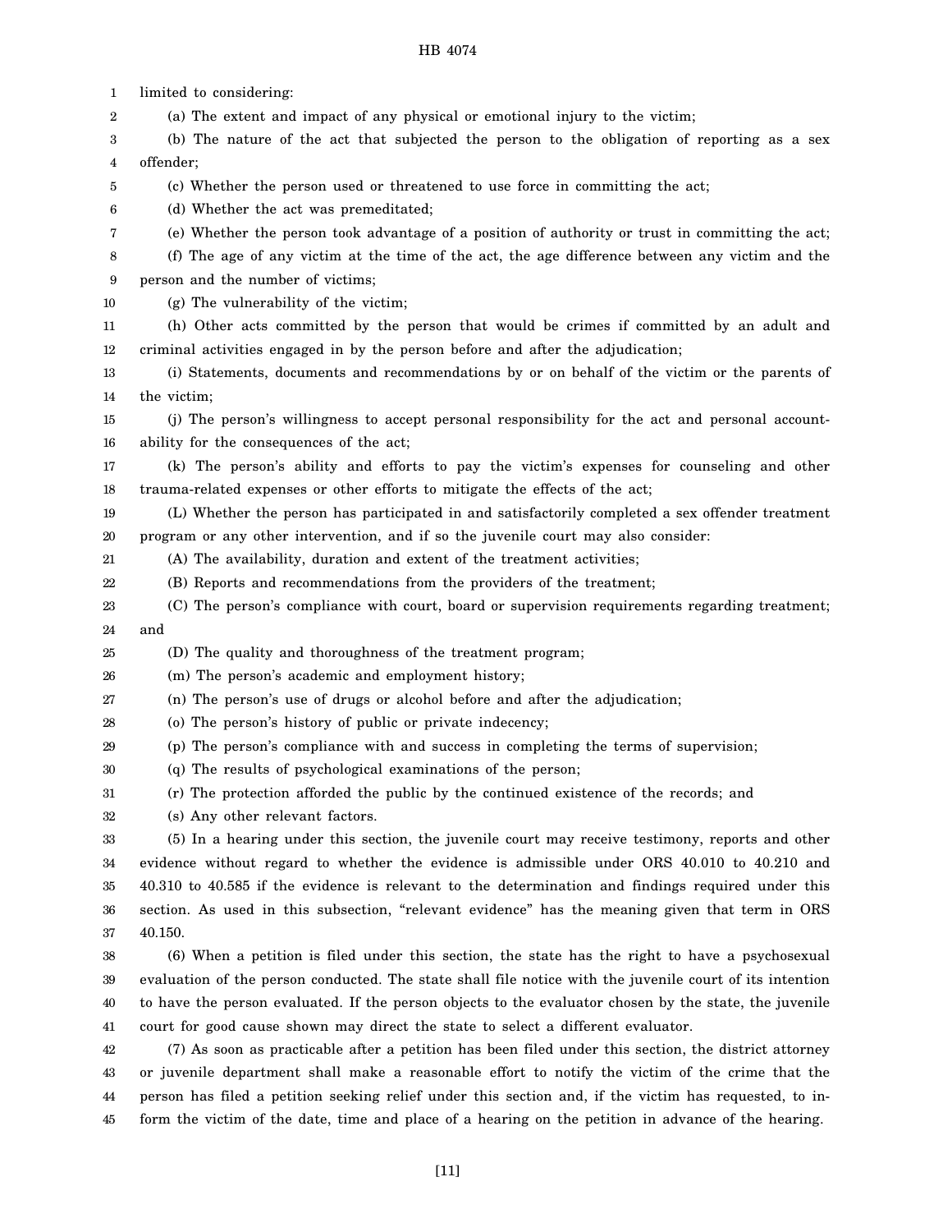limited to considering:

(a) The extent and impact of any physical or emotional injury to the victim;

(b) The nature of the act that subjected the person to the obligation of reporting as a sex offender;

(c) Whether the person used or threatened to use force in committing the act;

(d) Whether the act was premeditated;

(e) Whether the person took advantage of a position of authority or trust in committing the act;

(f) The age of any victim at the time of the act, the age difference between any victim and the person and the number of victims;

(g) The vulnerability of the victim;

(h) Other acts committed by the person that would be crimes if committed by an adult and criminal activities engaged in by the person before and after the adjudication;

(i) Statements, documents and recommendations by or on behalf of the victim or the parents of the victim;

(j) The person's willingness to accept personal responsibility for the act and personal accountability for the consequences of the act;

(k) The person's ability and efforts to pay the victim's expenses for counseling and other trauma-related expenses or other efforts to mitigate the effects of the act;

(L) Whether the person has participated in and satisfactorily completed a sex offender treatment program or any other intervention, and if so the juvenile court may also consider:

(A) The availability, duration and extent of the treatment activities;

(B) Reports and recommendations from the providers of the treatment;

(C) The person's compliance with court, board or supervision requirements regarding treatment; and

(D) The quality and thoroughness of the treatment program;

(m) The person's academic and employment history;

(n) The person's use of drugs or alcohol before and after the adjudication;

(o) The person's history of public or private indecency;

(p) The person's compliance with and success in completing the terms of supervision;

(q) The results of psychological examinations of the person;

(r) The protection afforded the public by the continued existence of the records; and

(s) Any other relevant factors.

(5) In a hearing under this section, the juvenile court may receive testimony, reports and other evidence without regard to whether the evidence is admissible under ORS 40.010 to 40.210 and 40.310 to 40.585 if the evidence is relevant to the determination and findings required under this section. As used in this subsection, "relevant evidence" has the meaning given that term in ORS 40.150.

(6) When a petition is filed under this section, the state has the right to have a psychosexual evaluation of the person conducted. The state shall file notice with the juvenile court of its intention to have the person evaluated. If the person objects to the evaluator chosen by the state, the juvenile court for good cause shown may direct the state to select a different evaluator.

(7) As soon as practicable after a petition has been filed under this section, the district attorney or juvenile department shall make a reasonable effort to notify the victim of the crime that the person has filed a petition seeking relief under this section and, if the victim has requested, to inform the victim of the date, time and place of a hearing on the petition in advance of the hearing.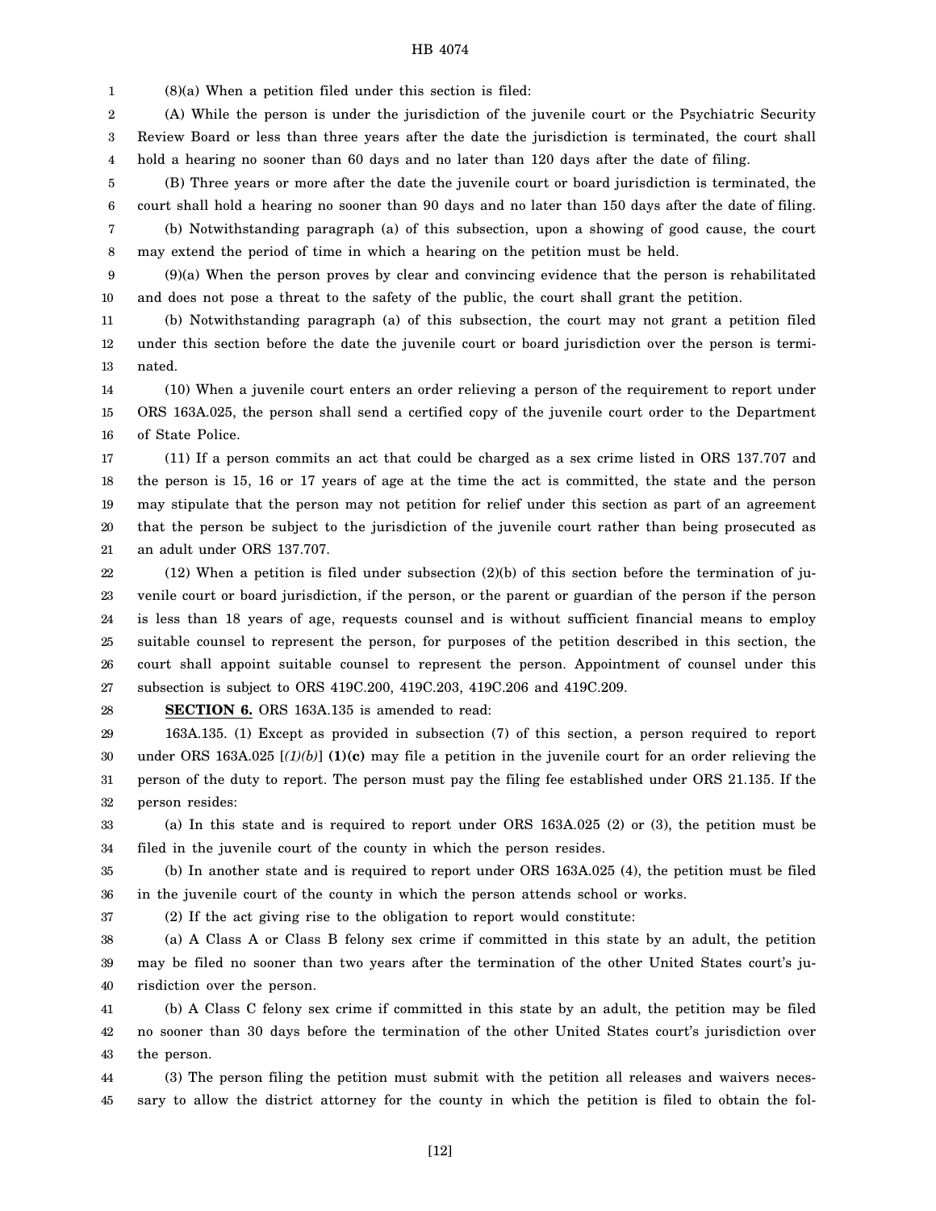(8)(a) When a petition filed under this section is filed:

(A) While the person is under the jurisdiction of the juvenile court or the Psychiatric Security Review Board or less than three years after the date the jurisdiction is terminated, the court shall hold a hearing no sooner than 60 days and no later than 120 days after the date of filing.

(B) Three years or more after the date the juvenile court or board jurisdiction is terminated, the court shall hold a hearing no sooner than 90 days and no later than 150 days after the date of filing.

(b) Notwithstanding paragraph (a) of this subsection, upon a showing of good cause, the court may extend the period of time in which a hearing on the petition must be held.

(9)(a) When the person proves by clear and convincing evidence that the person is rehabilitated and does not pose a threat to the safety of the public, the court shall grant the petition.

(b) Notwithstanding paragraph (a) of this subsection, the court may not grant a petition filed under this section before the date the juvenile court or board jurisdiction over the person is terminated.

(10) When a juvenile court enters an order relieving a person of the requirement to report under ORS 163A.025, the person shall send a certified copy of the juvenile court order to the Department of State Police.

(11) If a person commits an act that could be charged as a sex crime listed in ORS 137.707 and the person is 15, 16 or 17 years of age at the time the act is committed, the state and the person may stipulate that the person may not petition for relief under this section as part of an agreement that the person be subject to the jurisdiction of the juvenile court rather than being prosecuted as an adult under ORS 137.707.

(12) When a petition is filed under subsection (2)(b) of this section before the termination of juvenile court or board jurisdiction, if the person, or the parent or guardian of the person if the person is less than 18 years of age, requests counsel and is without sufficient financial means to employ suitable counsel to represent the person, for purposes of the petition described in this section, the court shall appoint suitable counsel to represent the person. Appointment of counsel under this subsection is subject to ORS 419C.200, 419C.203, 419C.206 and 419C.209.

**SECTION 6.** ORS 163A.135 is amended to read:

163A.135. (1) Except as provided in subsection (7) of this section, a person required to report under ORS 163A.025 [*(1)(b)*] **(1)(c)** may file a petition in the juvenile court for an order relieving the person of the duty to report. The person must pay the filing fee established under ORS 21.135. If the person resides:

(a) In this state and is required to report under ORS 163A.025 (2) or (3), the petition must be filed in the juvenile court of the county in which the person resides.

(b) In another state and is required to report under ORS 163A.025 (4), the petition must be filed in the juvenile court of the county in which the person attends school or works.

(2) If the act giving rise to the obligation to report would constitute:

(a) A Class A or Class B felony sex crime if committed in this state by an adult, the petition may be filed no sooner than two years after the termination of the other United States court's jurisdiction over the person.

(b) A Class C felony sex crime if committed in this state by an adult, the petition may be filed no sooner than 30 days before the termination of the other United States court's jurisdiction over the person.

(3) The person filing the petition must submit with the petition all releases and waivers necessary to allow the district attorney for the county in which the petition is filed to obtain the fol-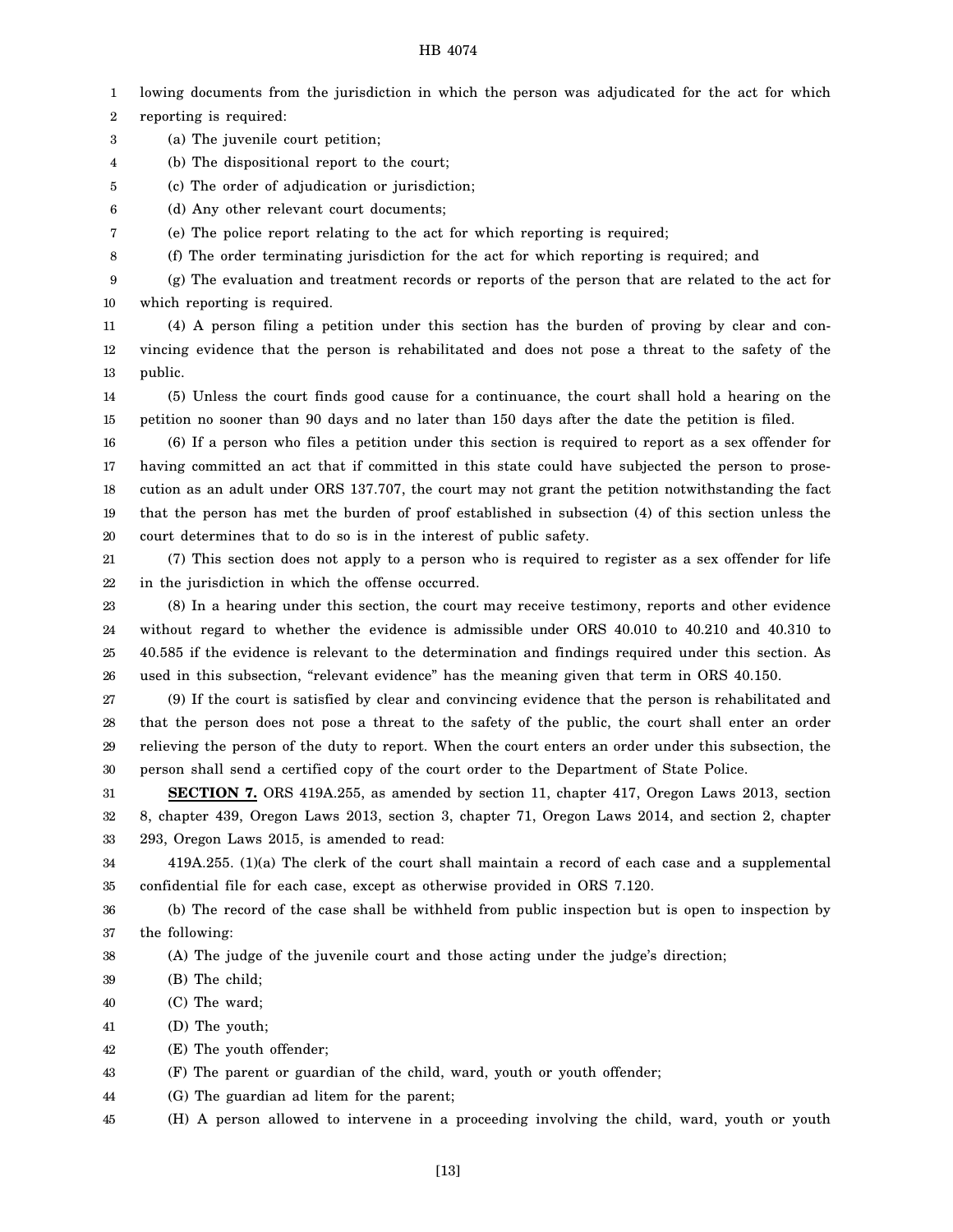lowing documents from the jurisdiction in which the person was adjudicated for the act for which reporting is required:

(a) The juvenile court petition;

(b) The dispositional report to the court;

(c) The order of adjudication or jurisdiction;

(d) Any other relevant court documents;

(e) The police report relating to the act for which reporting is required;

(f) The order terminating jurisdiction for the act for which reporting is required; and

(g) The evaluation and treatment records or reports of the person that are related to the act for which reporting is required.

(4) A person filing a petition under this section has the burden of proving by clear and convincing evidence that the person is rehabilitated and does not pose a threat to the safety of the public.

(5) Unless the court finds good cause for a continuance, the court shall hold a hearing on the petition no sooner than 90 days and no later than 150 days after the date the petition is filed.

(6) If a person who files a petition under this section is required to report as a sex offender for having committed an act that if committed in this state could have subjected the person to prosecution as an adult under ORS 137.707, the court may not grant the petition notwithstanding the fact that the person has met the burden of proof established in subsection (4) of this section unless the court determines that to do so is in the interest of public safety.

(7) This section does not apply to a person who is required to register as a sex offender for life in the jurisdiction in which the offense occurred.

(8) In a hearing under this section, the court may receive testimony, reports and other evidence without regard to whether the evidence is admissible under ORS 40.010 to 40.210 and 40.310 to 40.585 if the evidence is relevant to the determination and findings required under this section. As used in this subsection, "relevant evidence" has the meaning given that term in ORS 40.150.

(9) If the court is satisfied by clear and convincing evidence that the person is rehabilitated and that the person does not pose a threat to the safety of the public, the court shall enter an order relieving the person of the duty to report. When the court enters an order under this subsection, the person shall send a certified copy of the court order to the Department of State Police.

**SECTION 7.** ORS 419A.255, as amended by section 11, chapter 417, Oregon Laws 2013, section 8, chapter 439, Oregon Laws 2013, section 3, chapter 71, Oregon Laws 2014, and section 2, chapter 293, Oregon Laws 2015, is amended to read:

419A.255. (1)(a) The clerk of the court shall maintain a record of each case and a supplemental confidential file for each case, except as otherwise provided in ORS 7.120.

(b) The record of the case shall be withheld from public inspection but is open to inspection by the following:

(A) The judge of the juvenile court and those acting under the judge's direction;

(B) The child;

(C) The ward;

(D) The youth;

(E) The youth offender;

(F) The parent or guardian of the child, ward, youth or youth offender;

(G) The guardian ad litem for the parent;

(H) A person allowed to intervene in a proceeding involving the child, ward, youth or youth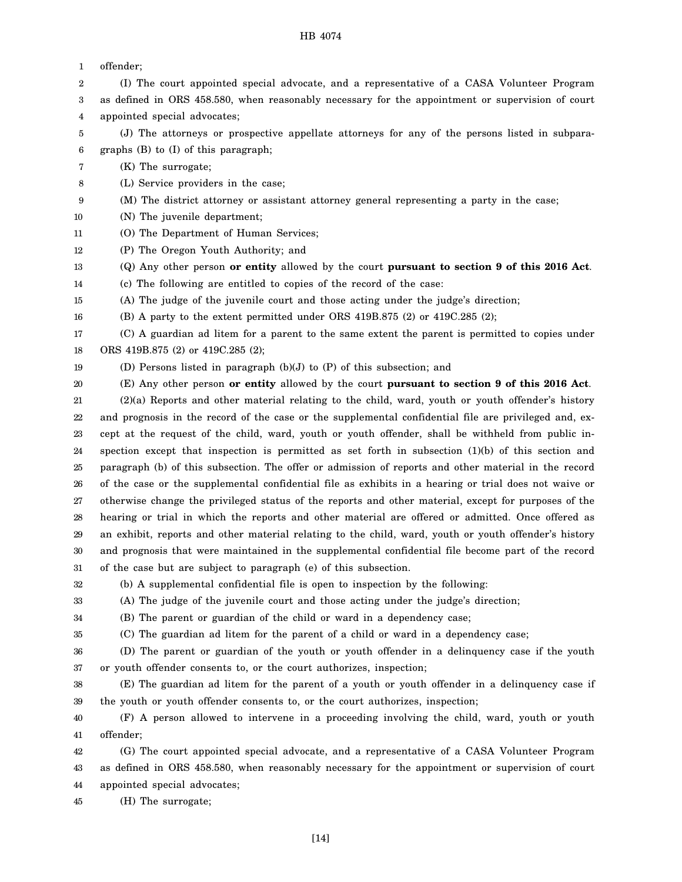offender;

(I) The court appointed special advocate, and a representative of a CASA Volunteer Program as defined in ORS 458.580, when reasonably necessary for the appointment or supervision of court appointed special advocates;

(J) The attorneys or prospective appellate attorneys for any of the persons listed in subparagraphs (B) to (I) of this paragraph;

(K) The surrogate;

(L) Service providers in the case;

(M) The district attorney or assistant attorney general representing a party in the case;

(N) The juvenile department;

(O) The Department of Human Services;

(P) The Oregon Youth Authority; and

(Q) Any other person **or entity** allowed by the court **pursuant to section 9 of this 2016 Act**.

(c) The following are entitled to copies of the record of the case:

(A) The judge of the juvenile court and those acting under the judge's direction;

(B) A party to the extent permitted under ORS 419B.875 (2) or 419C.285 (2);

(C) A guardian ad litem for a parent to the same extent the parent is permitted to copies under ORS 419B.875 (2) or 419C.285 (2);

(D) Persons listed in paragraph (b)(J) to (P) of this subsection; and

(E) Any other person **or entity** allowed by the court **pursuant to section 9 of this 2016 Act**.

(2)(a) Reports and other material relating to the child, ward, youth or youth offender's history and prognosis in the record of the case or the supplemental confidential file are privileged and, except at the request of the child, ward, youth or youth offender, shall be withheld from public inspection except that inspection is permitted as set forth in subsection (1)(b) of this section and paragraph (b) of this subsection. The offer or admission of reports and other material in the record of the case or the supplemental confidential file as exhibits in a hearing or trial does not waive or otherwise change the privileged status of the reports and other material, except for purposes of the hearing or trial in which the reports and other material are offered or admitted. Once offered as an exhibit, reports and other material relating to the child, ward, youth or youth offender's history and prognosis that were maintained in the supplemental confidential file become part of the record of the case but are subject to paragraph (e) of this subsection.

(b) A supplemental confidential file is open to inspection by the following:

(A) The judge of the juvenile court and those acting under the judge's direction;

(B) The parent or guardian of the child or ward in a dependency case;

(C) The guardian ad litem for the parent of a child or ward in a dependency case;

(D) The parent or guardian of the youth or youth offender in a delinquency case if the youth or youth offender consents to, or the court authorizes, inspection;

(E) The guardian ad litem for the parent of a youth or youth offender in a delinquency case if the youth or youth offender consents to, or the court authorizes, inspection;

(F) A person allowed to intervene in a proceeding involving the child, ward, youth or youth offender;

(G) The court appointed special advocate, and a representative of a CASA Volunteer Program as defined in ORS 458.580, when reasonably necessary for the appointment or supervision of court appointed special advocates;

(H) The surrogate;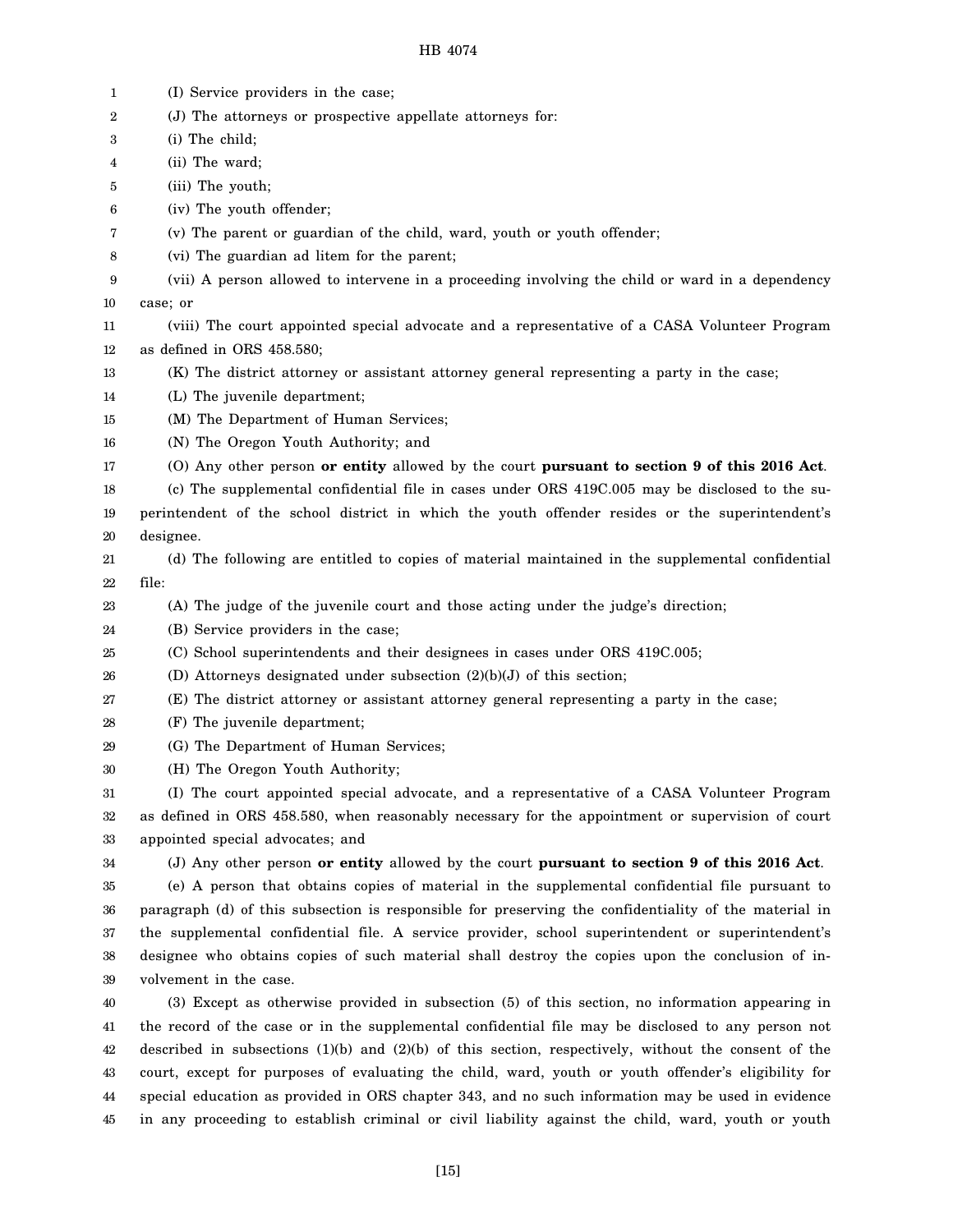(I) Service providers in the case;

(J) The attorneys or prospective appellate attorneys for:

(i) The child;

(ii) The ward;

(iii) The youth;

(iv) The youth offender;

(v) The parent or guardian of the child, ward, youth or youth offender;

(vi) The guardian ad litem for the parent;

(vii) A person allowed to intervene in a proceeding involving the child or ward in a dependency case; or

(viii) The court appointed special advocate and a representative of a CASA Volunteer Program as defined in ORS 458.580;

(K) The district attorney or assistant attorney general representing a party in the case;

(L) The juvenile department;

(M) The Department of Human Services;

(N) The Oregon Youth Authority; and

(O) Any other person **or entity** allowed by the court **pursuant to section 9 of this 2016 Act**.

(c) The supplemental confidential file in cases under ORS 419C.005 may be disclosed to the superintendent of the school district in which the youth offender resides or the superintendent's designee.

(d) The following are entitled to copies of material maintained in the supplemental confidential file:

(A) The judge of the juvenile court and those acting under the judge's direction;

(B) Service providers in the case;

(C) School superintendents and their designees in cases under ORS 419C.005;

(D) Attorneys designated under subsection (2)(b)(J) of this section;

(E) The district attorney or assistant attorney general representing a party in the case;

(F) The juvenile department;

(G) The Department of Human Services;

(H) The Oregon Youth Authority;

(I) The court appointed special advocate, and a representative of a CASA Volunteer Program as defined in ORS 458.580, when reasonably necessary for the appointment or supervision of court appointed special advocates; and

(J) Any other person **or entity** allowed by the court **pursuant to section 9 of this 2016 Act**.

(e) A person that obtains copies of material in the supplemental confidential file pursuant to paragraph (d) of this subsection is responsible for preserving the confidentiality of the material in the supplemental confidential file. A service provider, school superintendent or superintendent's designee who obtains copies of such material shall destroy the copies upon the conclusion of involvement in the case.

(3) Except as otherwise provided in subsection (5) of this section, no information appearing in the record of the case or in the supplemental confidential file may be disclosed to any person not described in subsections (1)(b) and (2)(b) of this section, respectively, without the consent of the court, except for purposes of evaluating the child, ward, youth or youth offender's eligibility for special education as provided in ORS chapter 343, and no such information may be used in evidence in any proceeding to establish criminal or civil liability against the child, ward, youth or youth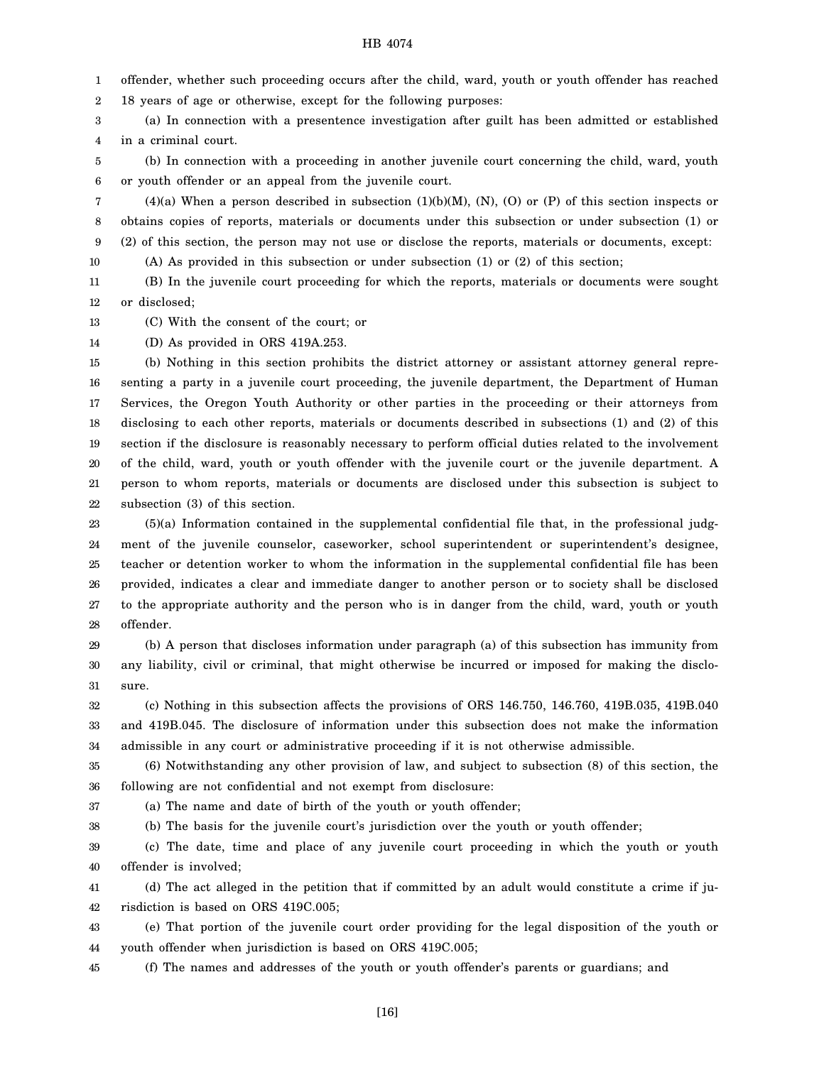offender, whether such proceeding occurs after the child, ward, youth or youth offender has reached 18 years of age or otherwise, except for the following purposes:

(a) In connection with a presentence investigation after guilt has been admitted or established in a criminal court.

(b) In connection with a proceeding in another juvenile court concerning the child, ward, youth or youth offender or an appeal from the juvenile court.

(4)(a) When a person described in subsection (1)(b)(M), (N), (O) or (P) of this section inspects or obtains copies of reports, materials or documents under this subsection or under subsection (1) or (2) of this section, the person may not use or disclose the reports, materials or documents, except:

(A) As provided in this subsection or under subsection (1) or (2) of this section;

(B) In the juvenile court proceeding for which the reports, materials or documents were sought or disclosed;

(C) With the consent of the court; or

(D) As provided in ORS 419A.253.

(b) Nothing in this section prohibits the district attorney or assistant attorney general representing a party in a juvenile court proceeding, the juvenile department, the Department of Human Services, the Oregon Youth Authority or other parties in the proceeding or their attorneys from disclosing to each other reports, materials or documents described in subsections (1) and (2) of this section if the disclosure is reasonably necessary to perform official duties related to the involvement of the child, ward, youth or youth offender with the juvenile court or the juvenile department. A person to whom reports, materials or documents are disclosed under this subsection is subject to subsection (3) of this section.

(5)(a) Information contained in the supplemental confidential file that, in the professional judgment of the juvenile counselor, caseworker, school superintendent or superintendent's designee, teacher or detention worker to whom the information in the supplemental confidential file has been provided, indicates a clear and immediate danger to another person or to society shall be disclosed to the appropriate authority and the person who is in danger from the child, ward, youth or youth offender.

(b) A person that discloses information under paragraph (a) of this subsection has immunity from any liability, civil or criminal, that might otherwise be incurred or imposed for making the disclosure.

(c) Nothing in this subsection affects the provisions of ORS 146.750, 146.760, 419B.035, 419B.040 and 419B.045. The disclosure of information under this subsection does not make the information admissible in any court or administrative proceeding if it is not otherwise admissible.

(6) Notwithstanding any other provision of law, and subject to subsection (8) of this section, the following are not confidential and not exempt from disclosure:

(a) The name and date of birth of the youth or youth offender;

(b) The basis for the juvenile court's jurisdiction over the youth or youth offender;

(c) The date, time and place of any juvenile court proceeding in which the youth or youth offender is involved;

(d) The act alleged in the petition that if committed by an adult would constitute a crime if jurisdiction is based on ORS 419C.005;

(e) That portion of the juvenile court order providing for the legal disposition of the youth or youth offender when jurisdiction is based on ORS 419C.005;

(f) The names and addresses of the youth or youth offender's parents or guardians; and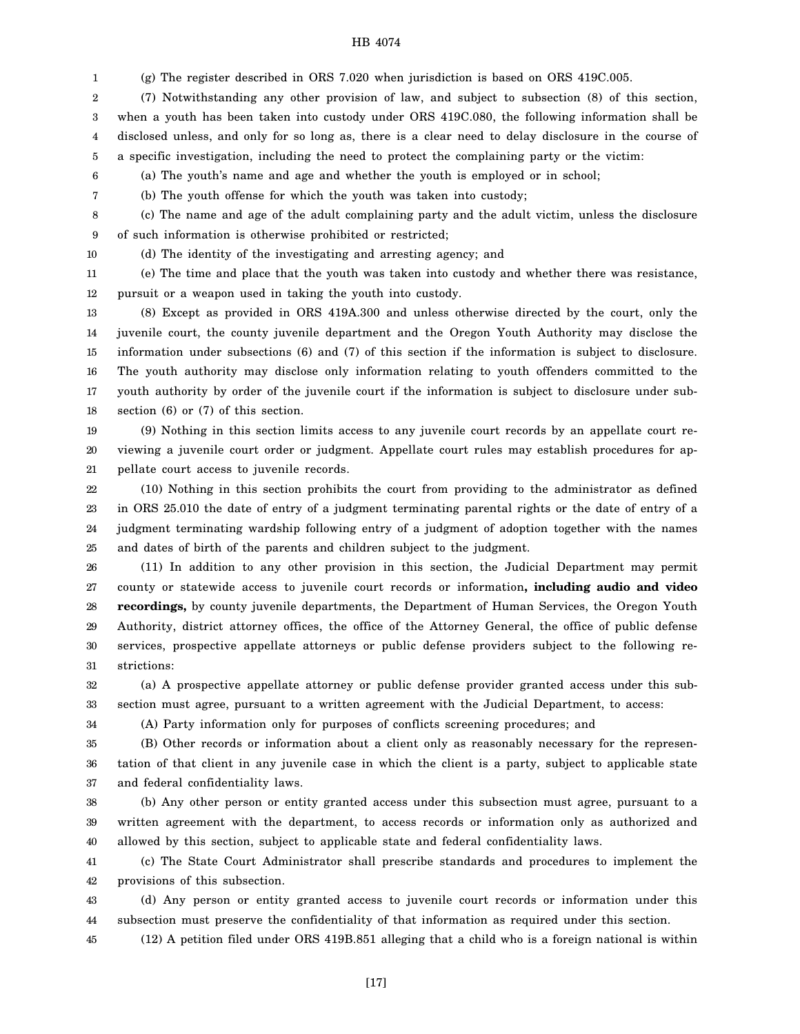(g) The register described in ORS 7.020 when jurisdiction is based on ORS 419C.005.

(7) Notwithstanding any other provision of law, and subject to subsection (8) of this section, when a youth has been taken into custody under ORS 419C.080, the following information shall be disclosed unless, and only for so long as, there is a clear need to delay disclosure in the course of a specific investigation, including the need to protect the complaining party or the victim:

(a) The youth's name and age and whether the youth is employed or in school;

(b) The youth offense for which the youth was taken into custody;

(c) The name and age of the adult complaining party and the adult victim, unless the disclosure of such information is otherwise prohibited or restricted;

(d) The identity of the investigating and arresting agency; and

(e) The time and place that the youth was taken into custody and whether there was resistance, pursuit or a weapon used in taking the youth into custody.

(8) Except as provided in ORS 419A.300 and unless otherwise directed by the court, only the juvenile court, the county juvenile department and the Oregon Youth Authority may disclose the information under subsections (6) and (7) of this section if the information is subject to disclosure. The youth authority may disclose only information relating to youth offenders committed to the youth authority by order of the juvenile court if the information is subject to disclosure under subsection (6) or (7) of this section.

(9) Nothing in this section limits access to any juvenile court records by an appellate court reviewing a juvenile court order or judgment. Appellate court rules may establish procedures for appellate court access to juvenile records.

(10) Nothing in this section prohibits the court from providing to the administrator as defined in ORS 25.010 the date of entry of a judgment terminating parental rights or the date of entry of a judgment terminating wardship following entry of a judgment of adoption together with the names and dates of birth of the parents and children subject to the judgment.

(11) In addition to any other provision in this section, the Judicial Department may permit county or statewide access to juvenile court records or information**, including audio and video recordings,** by county juvenile departments, the Department of Human Services, the Oregon Youth Authority, district attorney offices, the office of the Attorney General, the office of public defense services, prospective appellate attorneys or public defense providers subject to the following restrictions:

(a) A prospective appellate attorney or public defense provider granted access under this subsection must agree, pursuant to a written agreement with the Judicial Department, to access:

(A) Party information only for purposes of conflicts screening procedures; and

(B) Other records or information about a client only as reasonably necessary for the representation of that client in any juvenile case in which the client is a party, subject to applicable state and federal confidentiality laws.

(b) Any other person or entity granted access under this subsection must agree, pursuant to a written agreement with the department, to access records or information only as authorized and allowed by this section, subject to applicable state and federal confidentiality laws.

(c) The State Court Administrator shall prescribe standards and procedures to implement the provisions of this subsection.

(d) Any person or entity granted access to juvenile court records or information under this subsection must preserve the confidentiality of that information as required under this section.

(12) A petition filed under ORS 419B.851 alleging that a child who is a foreign national is within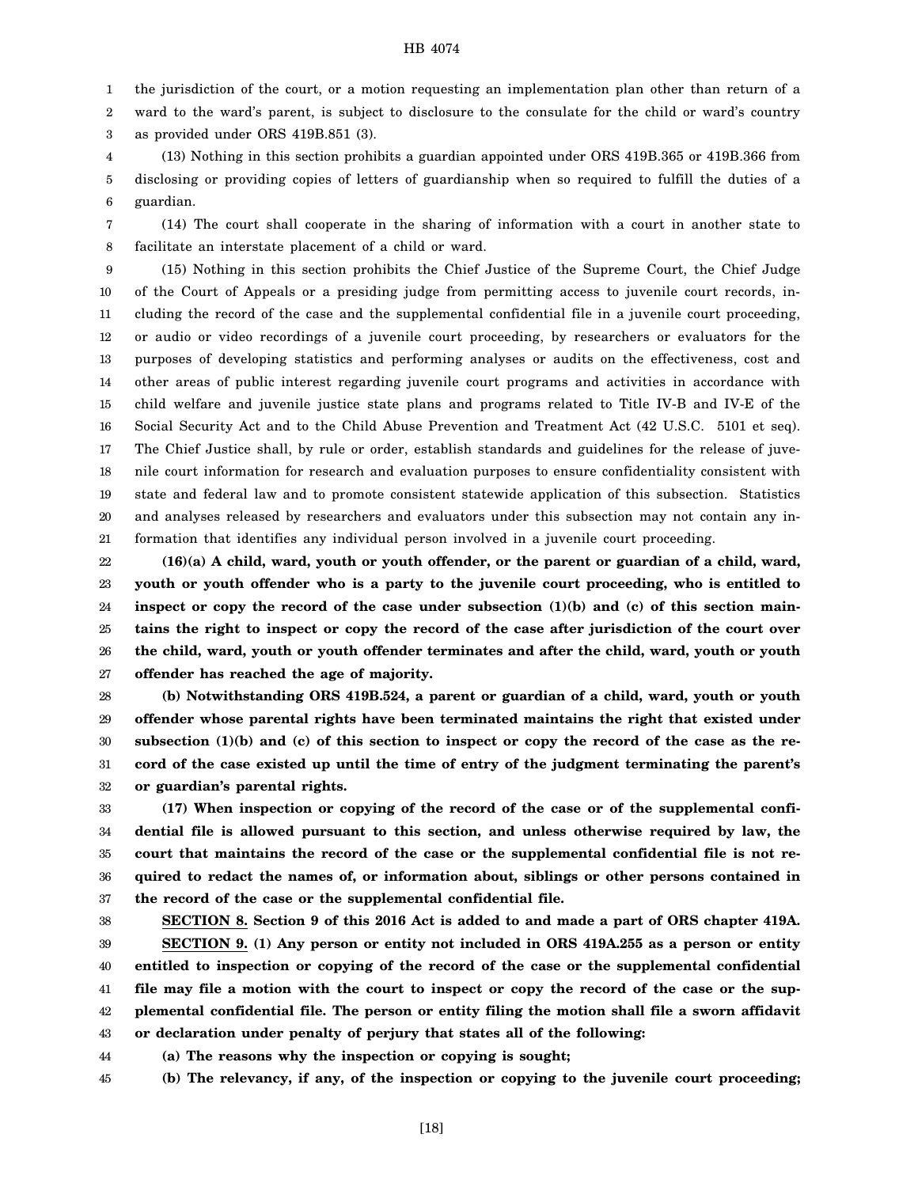the jurisdiction of the court, or a motion requesting an implementation plan other than return of a ward to the ward's parent, is subject to disclosure to the consulate for the child or ward's country as provided under ORS 419B.851 (3).

(13) Nothing in this section prohibits a guardian appointed under ORS 419B.365 or 419B.366 from disclosing or providing copies of letters of guardianship when so required to fulfill the duties of a guardian.

(14) The court shall cooperate in the sharing of information with a court in another state to facilitate an interstate placement of a child or ward.

(15) Nothing in this section prohibits the Chief Justice of the Supreme Court, the Chief Judge of the Court of Appeals or a presiding judge from permitting access to juvenile court records, including the record of the case and the supplemental confidential file in a juvenile court proceeding, or audio or video recordings of a juvenile court proceeding, by researchers or evaluators for the purposes of developing statistics and performing analyses or audits on the effectiveness, cost and other areas of public interest regarding juvenile court programs and activities in accordance with child welfare and juvenile justice state plans and programs related to Title IV-B and IV-E of the Social Security Act and to the Child Abuse Prevention and Treatment Act (42 U.S.C. 5101 et seq). The Chief Justice shall, by rule or order, establish standards and guidelines for the release of juvenile court information for research and evaluation purposes to ensure confidentiality consistent with state and federal law and to promote consistent statewide application of this subsection. Statistics and analyses released by researchers and evaluators under this subsection may not contain any information that identifies any individual person involved in a juvenile court proceeding.

**(16)(a) A child, ward, youth or youth offender, or the parent or guardian of a child, ward, youth or youth offender who is a party to the juvenile court proceeding, who is entitled to inspect or copy the record of the case under subsection (1)(b) and (c) of this section maintains the right to inspect or copy the record of the case after jurisdiction of the court over the child, ward, youth or youth offender terminates and after the child, ward, youth or youth offender has reached the age of majority.**

**(b) Notwithstanding ORS 419B.524, a parent or guardian of a child, ward, youth or youth offender whose parental rights have been terminated maintains the right that existed under subsection (1)(b) and (c) of this section to inspect or copy the record of the case as the record of the case existed up until the time of entry of the judgment terminating the parent's or guardian's parental rights.**

**(17) When inspection or copying of the record of the case or of the supplemental confidential file is allowed pursuant to this section, and unless otherwise required by law, the court that maintains the record of the case or the supplemental confidential file is not required to redact the names of, or information about, siblings or other persons contained in the record of the case or the supplemental confidential file.**

**SECTION 8. Section 9 of this 2016 Act is added to and made a part of ORS chapter 419A.**

**SECTION 9. (1) Any person or entity not included in ORS 419A.255 as a person or entity entitled to inspection or copying of the record of the case or the supplemental confidential file may file a motion with the court to inspect or copy the record of the case or the supplemental confidential file. The person or entity filing the motion shall file a sworn affidavit or declaration under penalty of perjury that states all of the following:**

**(a) The reasons why the inspection or copying is sought;**

**(b) The relevancy, if any, of the inspection or copying to the juvenile court proceeding;**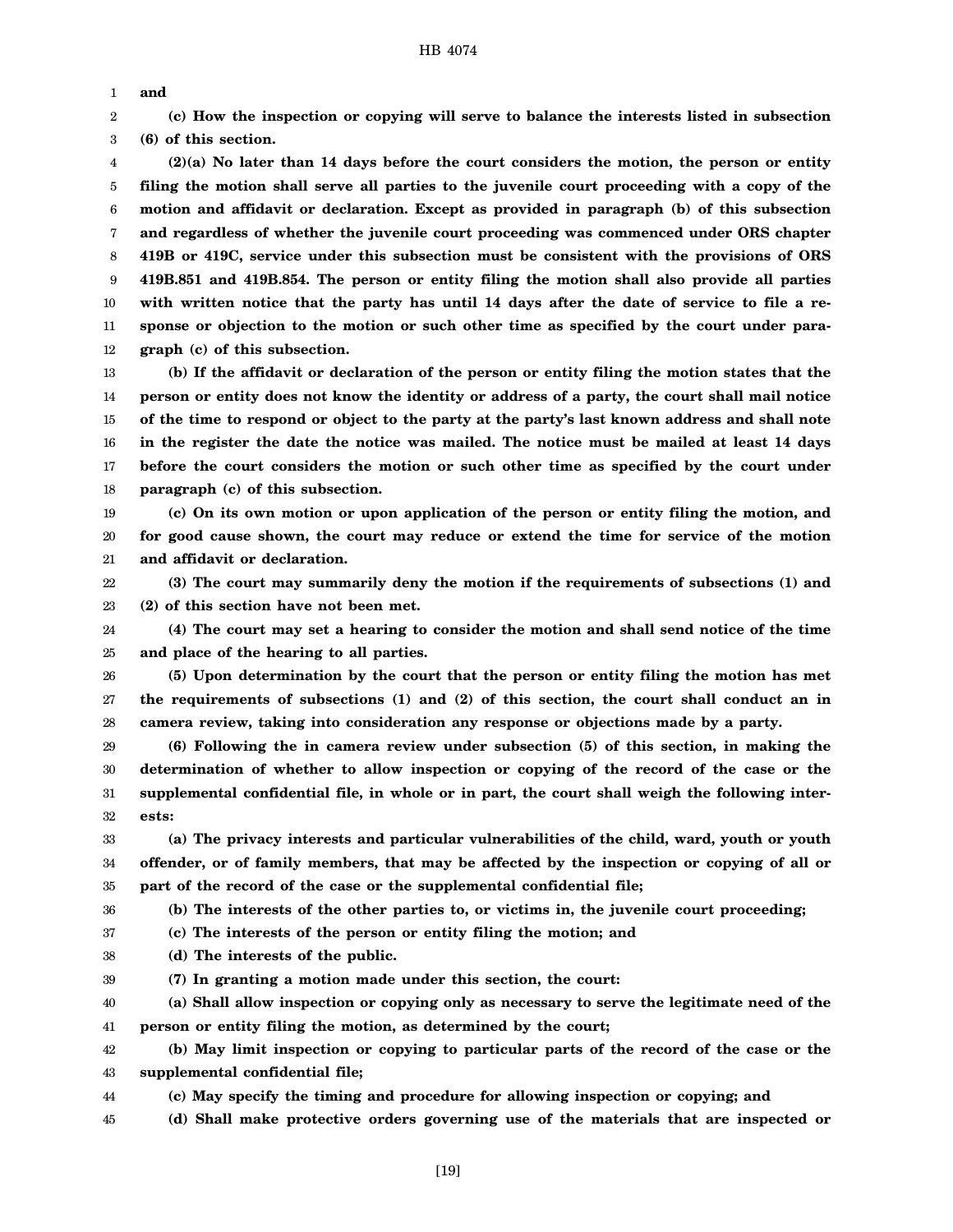**and**

**(c) How the inspection or copying will serve to balance the interests listed in subsection (6) of this section.**

**(2)(a) No later than 14 days before the court considers the motion, the person or entity filing the motion shall serve all parties to the juvenile court proceeding with a copy of the motion and affidavit or declaration. Except as provided in paragraph (b) of this subsection and regardless of whether the juvenile court proceeding was commenced under ORS chapter 419B or 419C, service under this subsection must be consistent with the provisions of ORS 419B.851 and 419B.854. The person or entity filing the motion shall also provide all parties with written notice that the party has until 14 days after the date of service to file a response or objection to the motion or such other time as specified by the court under paragraph (c) of this subsection.**

**(b) If the affidavit or declaration of the person or entity filing the motion states that the person or entity does not know the identity or address of a party, the court shall mail notice of the time to respond or object to the party at the party's last known address and shall note in the register the date the notice was mailed. The notice must be mailed at least 14 days before the court considers the motion or such other time as specified by the court under paragraph (c) of this subsection.**

**(c) On its own motion or upon application of the person or entity filing the motion, and for good cause shown, the court may reduce or extend the time for service of the motion and affidavit or declaration.**

**(3) The court may summarily deny the motion if the requirements of subsections (1) and (2) of this section have not been met.**

**(4) The court may set a hearing to consider the motion and shall send notice of the time and place of the hearing to all parties.**

**(5) Upon determination by the court that the person or entity filing the motion has met the requirements of subsections (1) and (2) of this section, the court shall conduct an in camera review, taking into consideration any response or objections made by a party.**

**(6) Following the in camera review under subsection (5) of this section, in making the determination of whether to allow inspection or copying of the record of the case or the supplemental confidential file, in whole or in part, the court shall weigh the following interests:**

**(a) The privacy interests and particular vulnerabilities of the child, ward, youth or youth offender, or of family members, that may be affected by the inspection or copying of all or part of the record of the case or the supplemental confidential file;**

**(b) The interests of the other parties to, or victims in, the juvenile court proceeding;**

**(c) The interests of the person or entity filing the motion; and**

**(d) The interests of the public.**

**(7) In granting a motion made under this section, the court:**

**(a) Shall allow inspection or copying only as necessary to serve the legitimate need of the person or entity filing the motion, as determined by the court;**

**(b) May limit inspection or copying to particular parts of the record of the case or the supplemental confidential file;**

**(c) May specify the timing and procedure for allowing inspection or copying; and**

**(d) Shall make protective orders governing use of the materials that are inspected or**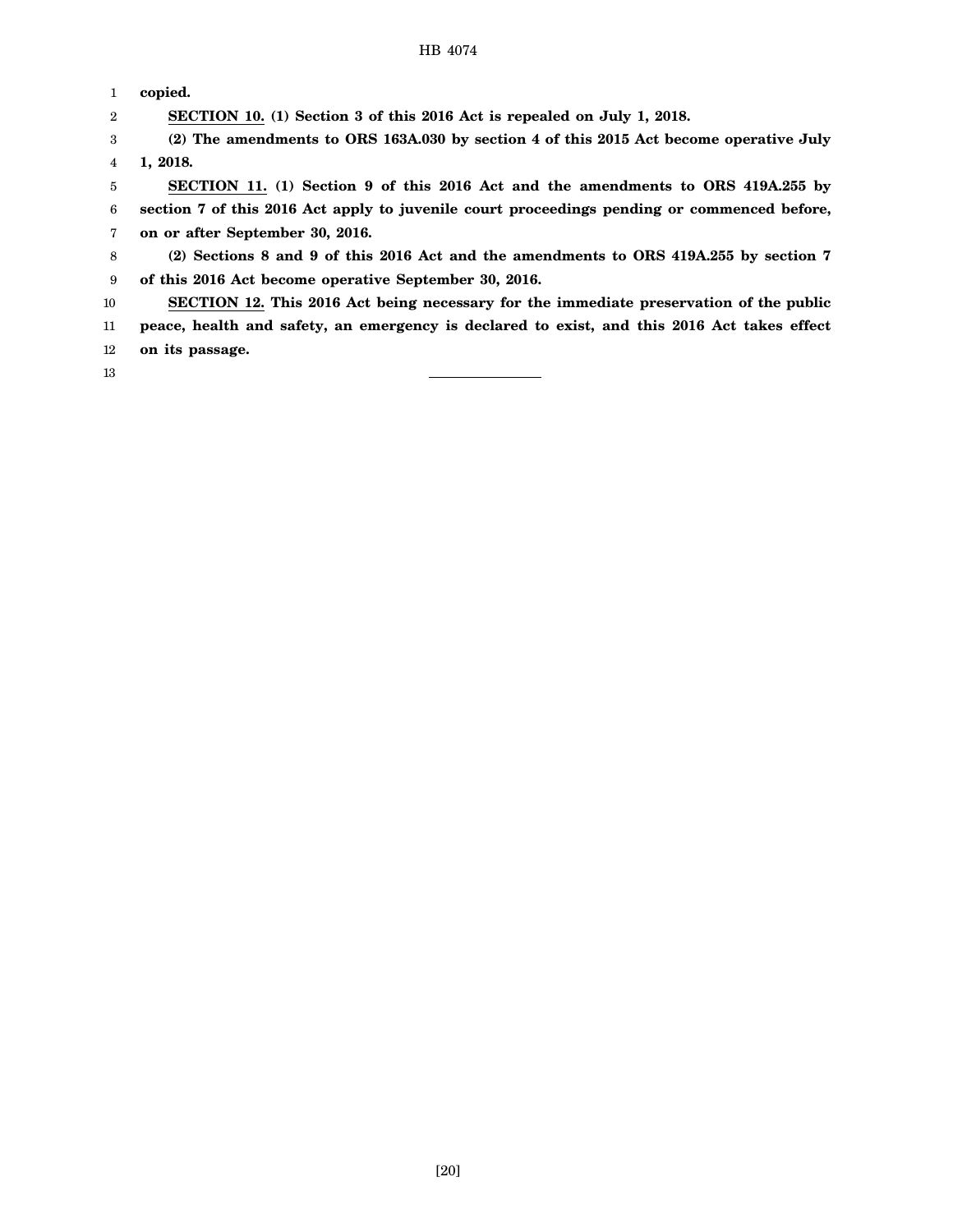**copied.**

**SECTION 10. (1) Section 3 of this 2016 Act is repealed on July 1, 2018.**

**(2) The amendments to ORS 163A.030 by section 4 of this 2015 Act become operative July 1, 2018.**

**SECTION 11. (1) Section 9 of this 2016 Act and the amendments to ORS 419A.255 by section 7 of this 2016 Act apply to juvenile court proceedings pending or commenced before, on or after September 30, 2016.**

**(2) Sections 8 and 9 of this 2016 Act and the amendments to ORS 419A.255 by section 7 of this 2016 Act become operative September 30, 2016.**

**SECTION 12. This 2016 Act being necessary for the immediate preservation of the public peace, health and safety, an emergency is declared to exist, and this 2016 Act takes effect on its passage.**